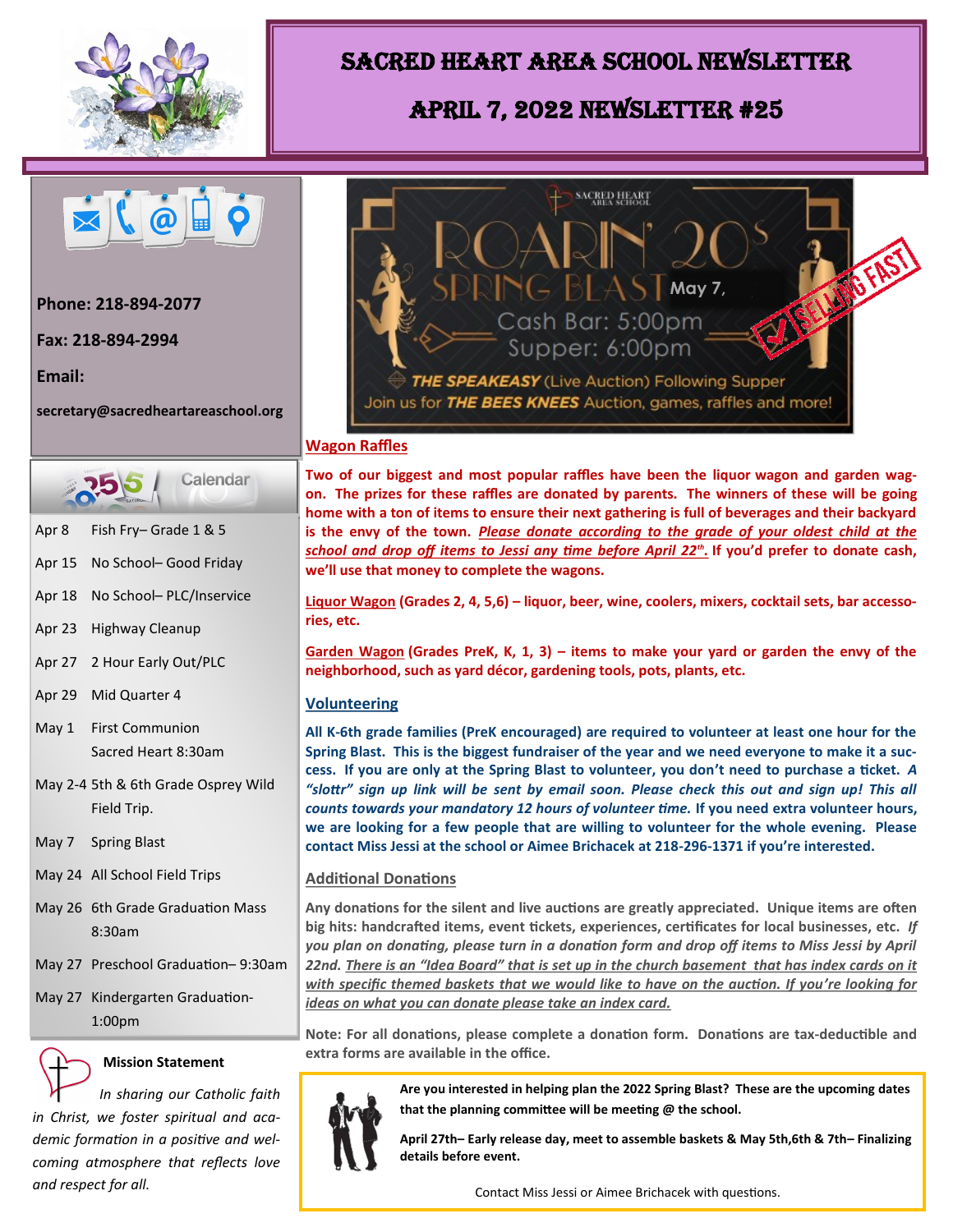# Sacred Heart Area School Newsletter

## April 7, 2022 Newsletter #25

**Phone: 218-894-2077**

**Fax: 218-894-2994**

**Email:**

**secretary@sacredheartareaschool.org**

### Calendar

| | |
|---|---|
| Apr 8 | Fish Fry– Grade 1 & 5 |
| Apr 15 | No School– Good Friday |
| Apr 18 | No School– PLC/Inservice |
| Apr 23 | Highway Cleanup |
| Apr 27 | 2 Hour Early Out/PLC |
| Apr 29 | Mid Quarter 4 |
| May 1 | First Communion Sacred Heart 8:30am |
| May 2-4 | 5th & 6th Grade Osprey Wild Field Trip. |
| May 7 | Spring Blast |
| May 24 | All School Field Trips |
| May 26 | 6th Grade Graduation Mass 8:30am |
| May 27 | Preschool Graduation– 9:30am |
| May 27 | Kindergarten Graduation- 1:00pm |

### Mission Statement

*In sharing our Catholic faith in Christ, we foster spiritual and academic formation in a positive and welcoming atmosphere that reflects love and respect for all.*

SACRED HEART AREA SCHOOL

ROARIN' 20s SPRING BLAST May 7,

Cash Bar: 5:00pm

Supper: 6:00pm

***THE SPEAKEASY*** (Live Auction) Following Supper

Join us for ***THE BEES KNEES*** Auction, games, raffles and more!

SELLING FAST

### Wagon Raffles

**Two of our biggest and most popular raffles have been the liquor wagon and garden wagon. The prizes for these raffles are donated by parents. The winners of these will be going home with a ton of items to ensure their next gathering is full of beverages and their backyard is the envy of the town. *Please donate according to the grade of your oldest child at the school and drop off items to Jessi any time before April 22nd.* If you'd prefer to donate cash, we'll use that money to complete the wagons.**

**Liquor Wagon (Grades 2, 4, 5,6) – liquor, beer, wine, coolers, mixers, cocktail sets, bar accessories, etc.**

**Garden Wagon (Grades PreK, K, 1, 3) – items to make your yard or garden the envy of the neighborhood, such as yard décor, gardening tools, pots, plants, etc.**

### Volunteering

**All K-6th grade families (PreK encouraged) are required to volunteer at least one hour for the Spring Blast. This is the biggest fundraiser of the year and we need everyone to make it a success. If you are only at the Spring Blast to volunteer, you don't need to purchase a ticket. *A "slottr" sign up link will be sent by email soon. Please check this out and sign up! This all counts towards your mandatory 12 hours of volunteer time.* If you need extra volunteer hours, we are looking for a few people that are willing to volunteer for the whole evening. Please contact Miss Jessi at the school or Aimee Brichacek at 218-296-1371 if you're interested.**

### Additional Donations

**Any donations for the silent and live auctions are greatly appreciated. Unique items are often big hits: handcrafted items, event tickets, experiences, certificates for local businesses, etc. *If you plan on donating, please turn in a donation form and drop off items to Miss Jessi by April 22nd. There is an "Idea Board" that is set up in the church basement that has index cards on it with specific themed baskets that we would like to have on the auction. If you're looking for ideas on what you can donate please take an index card.***

**Note: For all donations, please complete a donation form. Donations are tax-deductible and extra forms are available in the office.**

**Are you interested in helping plan the 2022 Spring Blast? These are the upcoming dates that the planning committee will be meeting @ the school.**

**April 27th– Early release day, meet to assemble baskets & May 5th,6th & 7th– Finalizing details before event.**

Contact Miss Jessi or Aimee Brichacek with questions.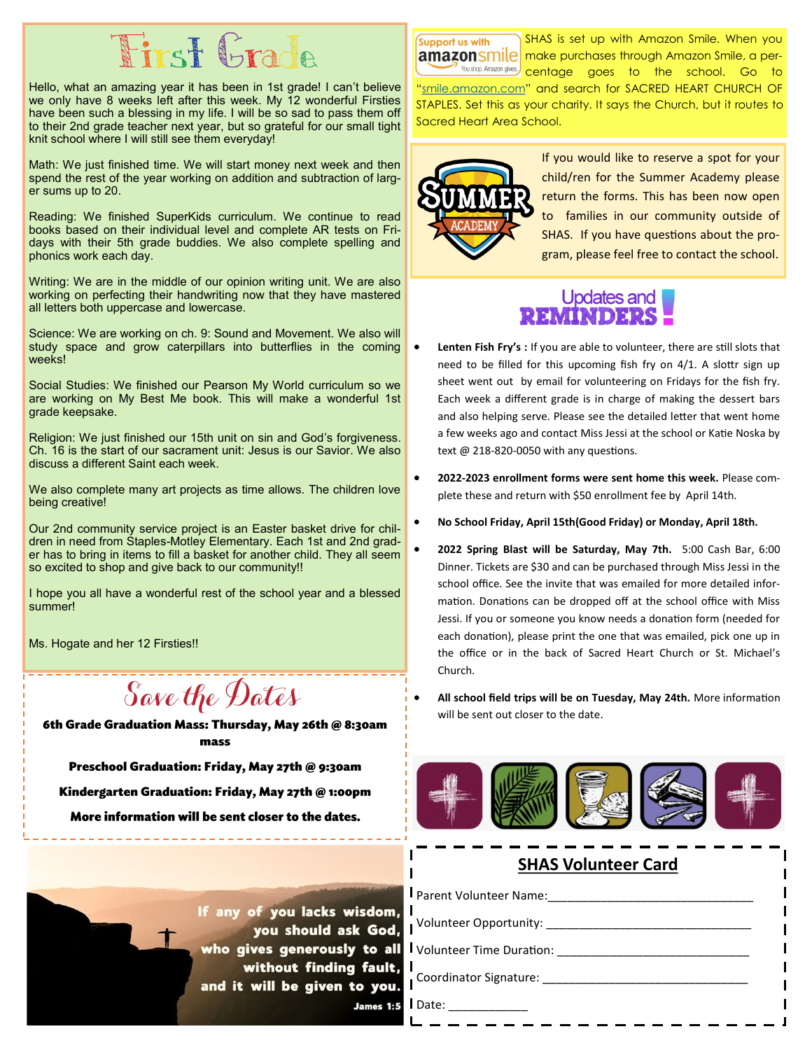# First Grade

Hello, what an amazing year it has been in 1st grade! I can't believe we only have 8 weeks left after this week. My 12 wonderful Firsties have been such a blessing in my life. I will be so sad to pass them off to their 2nd grade teacher next year, but so grateful for our small tight knit school where I will still see them everyday!

Math: We just finished time. We will start money next week and then spend the rest of the year working on addition and subtraction of larger sums up to 20.

Reading: We finished SuperKids curriculum. We continue to read books based on their individual level and complete AR tests on Fridays with their 5th grade buddies. We also complete spelling and phonics work each day.

Writing: We are in the middle of our opinion writing unit. We are also working on perfecting their handwriting now that they have mastered all letters both uppercase and lowercase.

Science: We are working on ch. 9: Sound and Movement. We also will study space and grow caterpillars into butterflies in the coming weeks!

Social Studies: We finished our Pearson My World curriculum so we are working on My Best Me book. This will make a wonderful 1st grade keepsake.

Religion: We just finished our 15th unit on sin and God's forgiveness. Ch. 16 is the start of our sacrament unit: Jesus is our Savior. We also discuss a different Saint each week.

We also complete many art projects as time allows. The children love being creative!

Our 2nd community service project is an Easter basket drive for children in need from Staples-Motley Elementary. Each 1st and 2nd grader has to bring in items to fill a basket for another child. They all seem so excited to shop and give back to our community!!

I hope you all have a wonderful rest of the school year and a blessed summer!

Ms. Hogate and her 12 Firsties!!

## Save the Dates

**6th Grade Graduation Mass: Thursday, May 26th @ 8:30am mass**

**Preschool Graduation: Friday, May 27th @ 9:30am**

**Kindergarten Graduation: Friday, May 27th @ 1:00pm**

**More information will be sent closer to the dates.**

**If any of you lacks wisdom, you should ask God, who gives generously to all without finding fault, and it will be given to you.**
**James 1:5**

Support us with amazonsmile — You shop. Amazon gives.

SHAS is set up with Amazon Smile. When you make purchases through Amazon Smile, a percentage goes to the school. Go to "smile.amazon.com" and search for SACRED HEART CHURCH OF STAPLES. Set this as your charity. It says the Church, but it routes to Sacred Heart Area School.

SUMMER ACADEMY

If you would like to reserve a spot for your child/ren for the Summer Academy please return the forms. This has been now open to families in our community outside of SHAS. If you have questions about the program, please feel free to contact the school.

## Updates and REMINDERS!

- **Lenten Fish Fry's :** If you are able to volunteer, there are still slots that need to be filled for this upcoming fish fry on 4/1. A slottr sign up sheet went out by email for volunteering on Fridays for the fish fry. Each week a different grade is in charge of making the dessert bars and also helping serve. Please see the detailed letter that went home a few weeks ago and contact Miss Jessi at the school or Katie Noska by text @ 218-820-0050 with any questions.
- **2022-2023 enrollment forms were sent home this week.** Please complete these and return with $50 enrollment fee by April 14th.
- **No School Friday, April 15th(Good Friday) or Monday, April 18th.**
- **2022 Spring Blast will be Saturday, May 7th.** 5:00 Cash Bar, 6:00 Dinner. Tickets are $30 and can be purchased through Miss Jessi in the school office. See the invite that was emailed for more detailed information. Donations can be dropped off at the school office with Miss Jessi. If you or someone you know needs a donation form (needed for each donation), please print the one that was emailed, pick one up in the office or in the back of Sacred Heart Church or St. Michael's Church.
- **All school field trips will be on Tuesday, May 24th.** More information will be sent out closer to the date.

## SHAS Volunteer Card

Parent Volunteer Name:______________________________

Volunteer Opportunity: ______________________________

Volunteer Time Duration: ____________________________

Coordinator Signature: ______________________________

Date: ____________